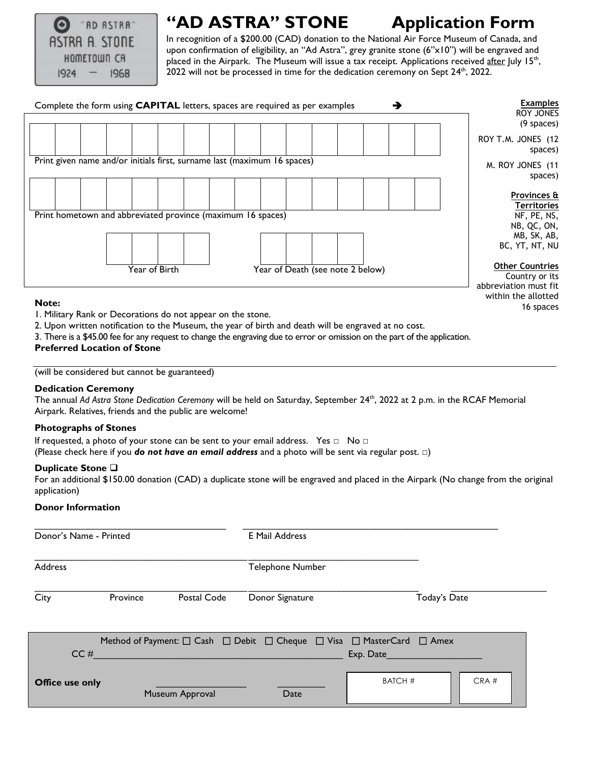# "AD ASTRA" STONE Application Form

"AD ASTRA"
ASTRA A. STONE
HOMETOWN CA
1924 — 1968

In recognition of a $200.00 (CAD) donation to the National Air Force Museum of Canada, and upon confirmation of eligibility, an "Ad Astra", grey granite stone (6"x10") will be engraved and placed in the Airpark. The Museum will issue a tax receipt. Applications received after July 15th, 2022 will not be processed in time for the dedication ceremony on Sept 24th, 2022.

Complete the form using **CAPITAL** letters, spaces are required as per examples ➔

| | | | | | | | | | | | | | | | |
|---|---|---|---|---|---|---|---|---|---|---|---|---|---|---|---|
| | | | | | | | | | | | | | | | |

Print given name and/or initials first, surname last (maximum 16 spaces)

| | | | | | | | | | | | | | | | |
|---|---|---|---|---|---|---|---|---|---|---|---|---|---|---|---|
| | | | | | | | | | | | | | | | |

Print hometown and abbreviated province (maximum 16 spaces)

| | | | |
|---|---|---|---|
| | | | |

Year of Birth

| | | | |
|---|---|---|---|
| | | | |

Year of Death (see note 2 below)

**Examples**
ROY JONES (9 spaces)
ROY T.M. JONES (12 spaces)
M. ROY JONES (11 spaces)

**Provinces & Territories**
NF, PE, NS, NB, QC, ON, MB, SK, AB, BC, YT, NT, NU

**Other Countries**
Country or its abbreviation must fit within the allotted 16 spaces

**Note:**

1. Military Rank or Decorations do not appear on the stone.
2. Upon written notification to the Museum, the year of birth and death will be engraved at no cost.
3. There is a $45.00 fee for any request to change the engraving due to error or omission on the part of the application.

**Preferred Location of Stone**

_______________________________________________

(will be considered but cannot be guaranteed)

**Dedication Ceremony**

The annual *Ad Astra Stone Dedication Ceremony* will be held on Saturday, September 24th, 2022 at 2 p.m. in the RCAF Memorial Airpark. Relatives, friends and the public are welcome!

**Photographs of Stones**

If requested, a photo of your stone can be sent to your email address. Yes □ No □
(Please check here if you ***do not have an email address*** and a photo will be sent via regular post. □)

**Duplicate Stone** ❑

For an additional $150.00 donation (CAD) a duplicate stone will be engraved and placed in the Airpark (No change from the original application)

**Donor Information**

_______________________ _______________________
Donor's Name - Printed E Mail Address

_______________________ _______________________
Address Telephone Number

_______________________ _______________________ _______________
City Province Postal Code Donor Signature Today's Date

Method of Payment: ☐ Cash ☐ Debit ☐ Cheque ☐ Visa ☐ MasterCard ☐ Amex

CC #_______________________ Exp. Date_______________

**Office use only** _______________ Museum Approval _________ Date

| BATCH # | CRA # |
|---|---|
| | |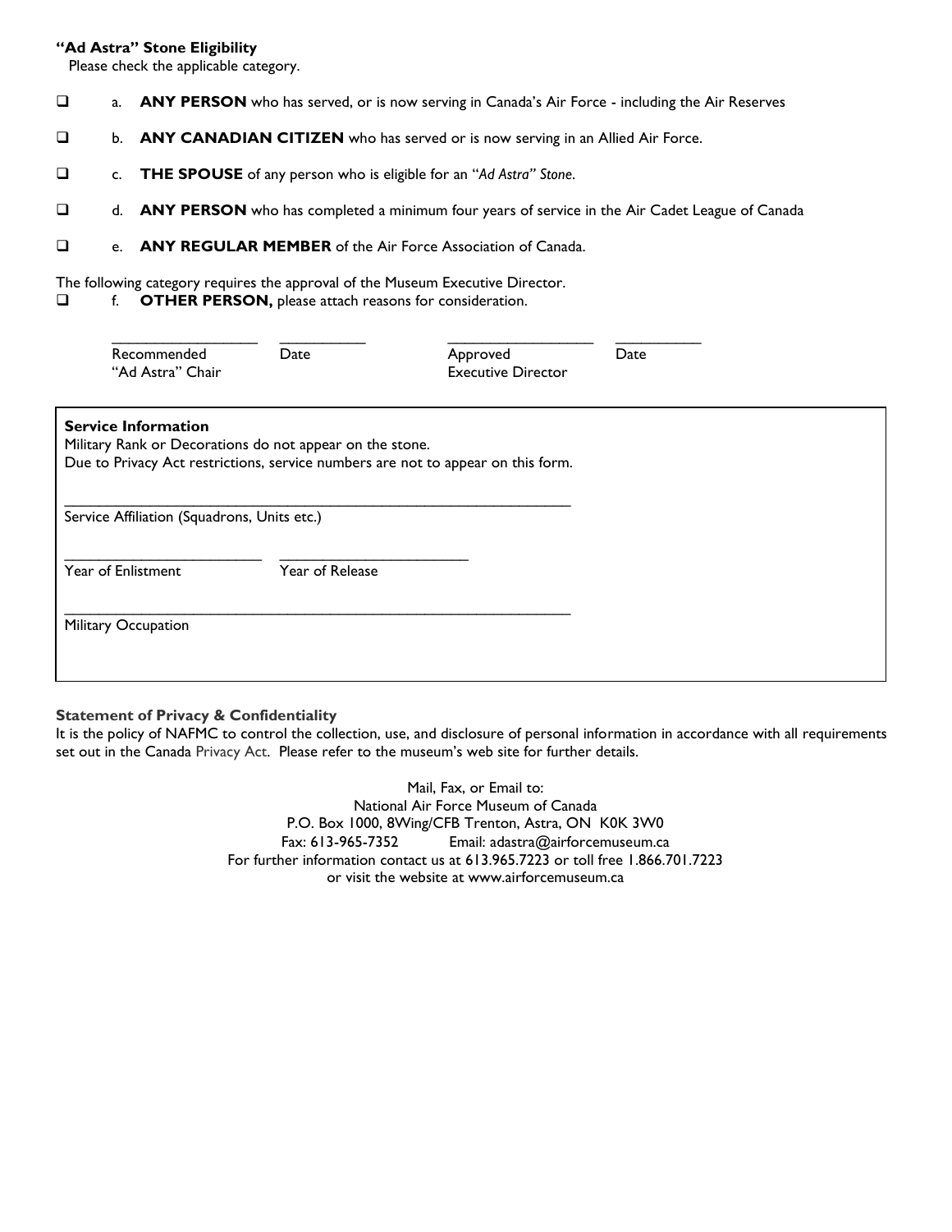**“Ad Astra” Stone Eligibility**
Please check the applicable category.

- ❑ a. **ANY PERSON** who has served, or is now serving in Canada’s Air Force - including the Air Reserves
- ❑ b. **ANY CANADIAN CITIZEN** who has served or is now serving in an Allied Air Force.
- ❑ c. **THE SPOUSE** of any person who is eligible for an “*Ad Astra” Stone*.
- ❑ d. **ANY PERSON** who has completed a minimum four years of service in the Air Cadet League of Canada
- ❑ e. **ANY REGULAR MEMBER** of the Air Force Association of Canada.

The following category requires the approval of the Museum Executive Director.

- ❑ f. **OTHER PERSON,** please attach reasons for consideration.

| | | | |
|---|---|---|---|
| ___________________ | ___________ | ___________________ | ___________ |
| Recommended “Ad Astra” Chair | Date | Approved Executive Director | Date |

**Service Information**
Military Rank or Decorations do not appear on the stone.
Due to Privacy Act restrictions, service numbers are not to appear on this form.

_________________________________________________________________
Service Affiliation (Squadrons, Units etc.)

_________________________ _________________________
Year of Enlistment Year of Release

_________________________________________________________________
Military Occupation

**Statement of Privacy & Confidentiality**
It is the policy of NAFMC to control the collection, use, and disclosure of personal information in accordance with all requirements set out in the Canada Privacy Act. Please refer to the museum’s web site for further details.

Mail, Fax, or Email to:
National Air Force Museum of Canada
P.O. Box 1000, 8Wing/CFB Trenton, Astra, ON K0K 3W0
Fax: 613-965-7352 Email: adastra@airforcemuseum.ca
For further information contact us at 613.965.7223 or toll free 1.866.701.7223
or visit the website at www.airforcemuseum.ca